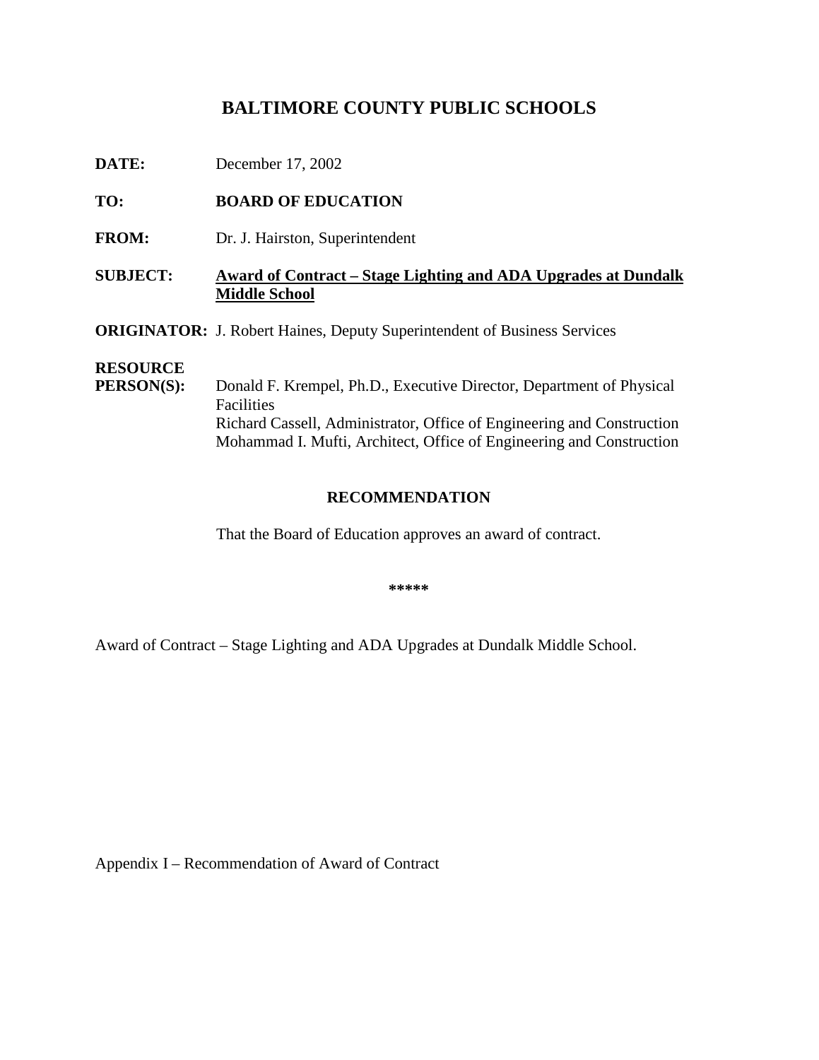# BALTIMORE COUNTY PUBLIC SCHOOLS

**DATE:** December 17, 2002

**TO:** **BOARD OF EDUCATION**

**FROM:** Dr. J. Hairston, Superintendent

**SUBJECT:** **Award of Contract – Stage Lighting and ADA Upgrades at Dundalk Middle School**

**ORIGINATOR:** J. Robert Haines, Deputy Superintendent of Business Services

**RESOURCE PERSON(S):** Donald F. Krempel, Ph.D., Executive Director, Department of Physical Facilities
Richard Cassell, Administrator, Office of Engineering and Construction
Mohammad I. Mufti, Architect, Office of Engineering and Construction

## RECOMMENDATION

That the Board of Education approves an award of contract.

*****

Award of Contract – Stage Lighting and ADA Upgrades at Dundalk Middle School.

Appendix I – Recommendation of Award of Contract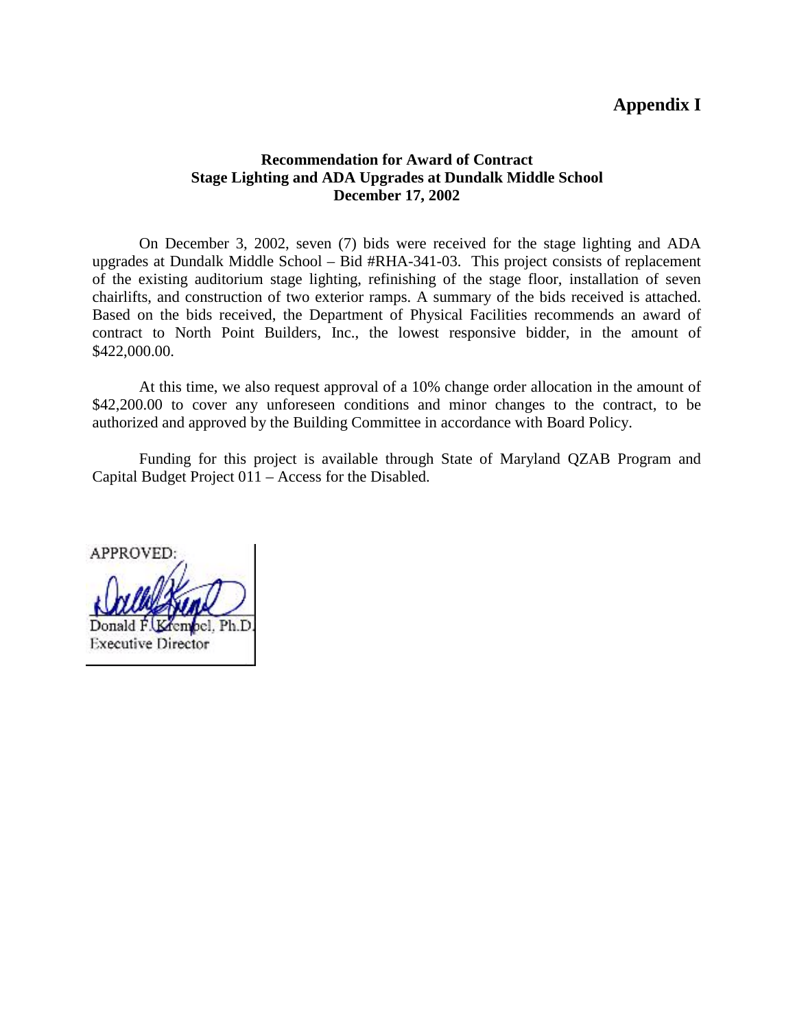# Appendix I

**Recommendation for Award of Contract**
**Stage Lighting and ADA Upgrades at Dundalk Middle School**
**December 17, 2002**

On December 3, 2002, seven (7) bids were received for the stage lighting and ADA upgrades at Dundalk Middle School – Bid #RHA-341-03. This project consists of replacement of the existing auditorium stage lighting, refinishing of the stage floor, installation of seven chairlifts, and construction of two exterior ramps. A summary of the bids received is attached. Based on the bids received, the Department of Physical Facilities recommends an award of contract to North Point Builders, Inc., the lowest responsive bidder, in the amount of $422,000.00.

At this time, we also request approval of a 10% change order allocation in the amount of $42,200.00 to cover any unforeseen conditions and minor changes to the contract, to be authorized and approved by the Building Committee in accordance with Board Policy.

Funding for this project is available through State of Maryland QZAB Program and Capital Budget Project 011 – Access for the Disabled.

APPROVED:

Donald F. Krempel, Ph.D.
Executive Director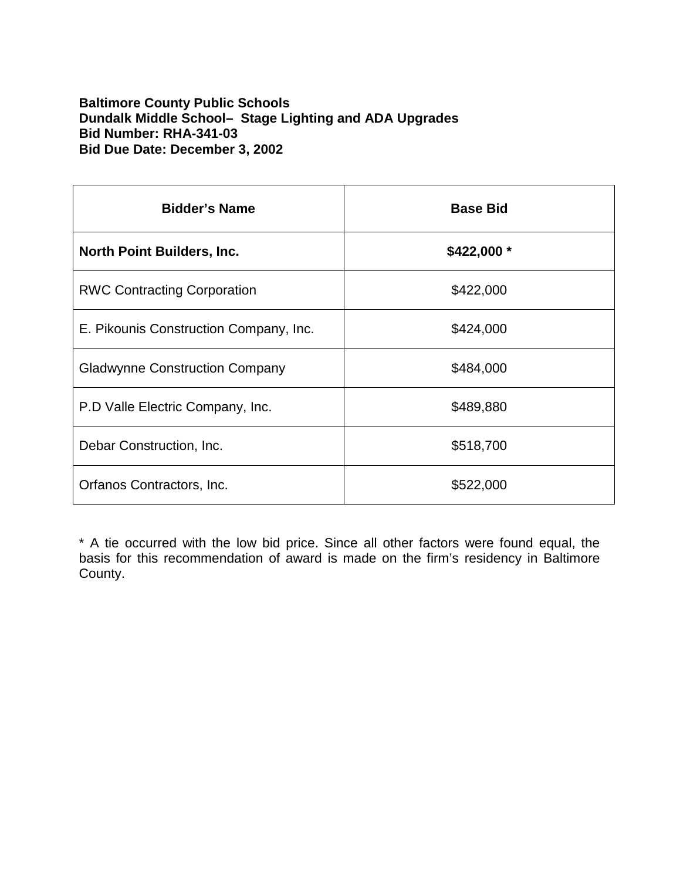**Baltimore County Public Schools**
**Dundalk Middle School– Stage Lighting and ADA Upgrades**
**Bid Number: RHA-341-03**
**Bid Due Date: December 3, 2002**

| Bidder's Name | Base Bid |
|---|---|
| **North Point Builders, Inc.** | **$422,000 *** |
| RWC Contracting Corporation | $422,000 |
| E. Pikounis Construction Company, Inc. | $424,000 |
| Gladwynne Construction Company | $484,000 |
| P.D Valle Electric Company, Inc. | $489,880 |
| Debar Construction, Inc. | $518,700 |
| Orfanos Contractors, Inc. | $522,000 |

* A tie occurred with the low bid price. Since all other factors were found equal, the basis for this recommendation of award is made on the firm's residency in Baltimore County.